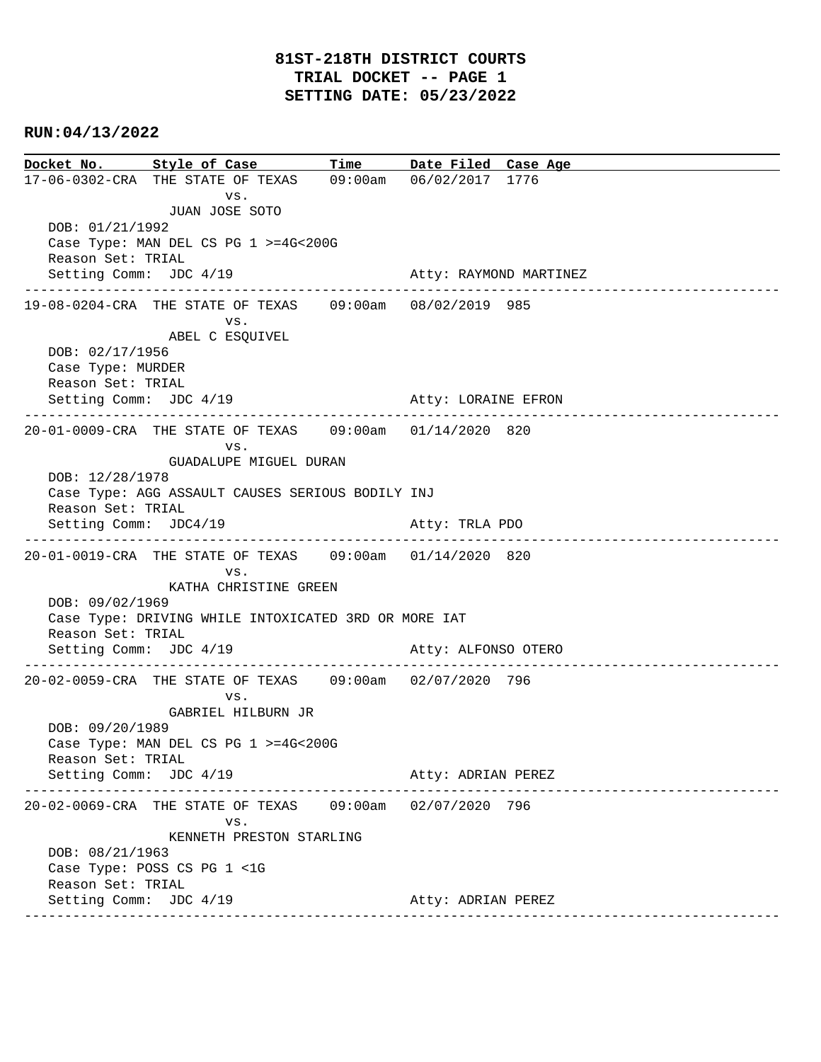# 81ST-218TH DISTRICT COURTS
## TRIAL DOCKET -- PAGE 1
## SETTING DATE: 05/23/2022

**RUN:04/13/2022**

| Docket No. | Style of Case | Time | Date Filed | Case Age |
|---|---|---|---|---|
| 17-06-0302-CRA | THE STATE OF TEXAS vs. JUAN JOSE SOTO | 09:00am | 06/02/2017 | 1776 |

DOB: 01/21/1992
Case Type: MAN DEL CS PG 1 >=4G<200G
Reason Set: TRIAL
Setting Comm: JDC 4/19 — Atty: RAYMOND MARTINEZ

---

| Docket No. | Style of Case | Time | Date Filed | Case Age |
|---|---|---|---|---|
| 19-08-0204-CRA | THE STATE OF TEXAS vs. ABEL C ESQUIVEL | 09:00am | 08/02/2019 | 985 |

DOB: 02/17/1956
Case Type: MURDER
Reason Set: TRIAL
Setting Comm: JDC 4/19 — Atty: LORAINE EFRON

---

| Docket No. | Style of Case | Time | Date Filed | Case Age |
|---|---|---|---|---|
| 20-01-0009-CRA | THE STATE OF TEXAS vs. GUADALUPE MIGUEL DURAN | 09:00am | 01/14/2020 | 820 |

DOB: 12/28/1978
Case Type: AGG ASSAULT CAUSES SERIOUS BODILY INJ
Reason Set: TRIAL
Setting Comm: JDC4/19 — Atty: TRLA PDO

---

| Docket No. | Style of Case | Time | Date Filed | Case Age |
|---|---|---|---|---|
| 20-01-0019-CRA | THE STATE OF TEXAS vs. KATHA CHRISTINE GREEN | 09:00am | 01/14/2020 | 820 |

DOB: 09/02/1969
Case Type: DRIVING WHILE INTOXICATED 3RD OR MORE IAT
Reason Set: TRIAL
Setting Comm: JDC 4/19 — Atty: ALFONSO OTERO

---

| Docket No. | Style of Case | Time | Date Filed | Case Age |
|---|---|---|---|---|
| 20-02-0059-CRA | THE STATE OF TEXAS vs. GABRIEL HILBURN JR | 09:00am | 02/07/2020 | 796 |

DOB: 09/20/1989
Case Type: MAN DEL CS PG 1 >=4G<200G
Reason Set: TRIAL
Setting Comm: JDC 4/19 — Atty: ADRIAN PEREZ

---

| Docket No. | Style of Case | Time | Date Filed | Case Age |
|---|---|---|---|---|
| 20-02-0069-CRA | THE STATE OF TEXAS vs. KENNETH PRESTON STARLING | 09:00am | 02/07/2020 | 796 |

DOB: 08/21/1963
Case Type: POSS CS PG 1 <1G
Reason Set: TRIAL
Setting Comm: JDC 4/19 — Atty: ADRIAN PEREZ

---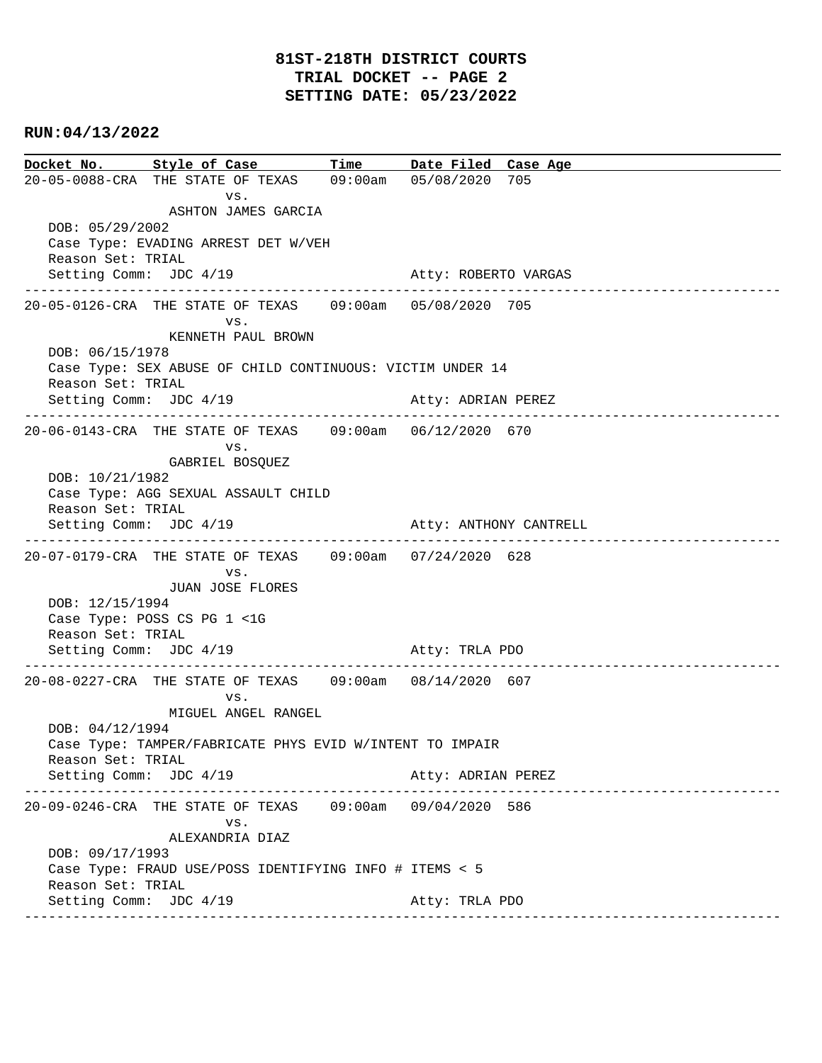# 81ST-218TH DISTRICT COURTS
## TRIAL DOCKET -- PAGE 2
## SETTING DATE: 05/23/2022

**RUN:04/13/2022**

| Docket No. | Style of Case | Time | Date Filed | Case Age |
|---|---|---|---|---|

**20-05-0088-CRA** THE STATE OF TEXAS vs. ASHTON JAMES GARCIA — 09:00am — 05/08/2020 — 705

DOB: 05/29/2002
Case Type: EVADING ARREST DET W/VEH
Reason Set: TRIAL
Setting Comm: JDC 4/19 — Atty: ROBERTO VARGAS

---

**20-05-0126-CRA** THE STATE OF TEXAS vs. KENNETH PAUL BROWN — 09:00am — 05/08/2020 — 705

DOB: 06/15/1978
Case Type: SEX ABUSE OF CHILD CONTINUOUS: VICTIM UNDER 14
Reason Set: TRIAL
Setting Comm: JDC 4/19 — Atty: ADRIAN PEREZ

---

**20-06-0143-CRA** THE STATE OF TEXAS vs. GABRIEL BOSQUEZ — 09:00am — 06/12/2020 — 670

DOB: 10/21/1982
Case Type: AGG SEXUAL ASSAULT CHILD
Reason Set: TRIAL
Setting Comm: JDC 4/19 — Atty: ANTHONY CANTRELL

---

**20-07-0179-CRA** THE STATE OF TEXAS vs. JUAN JOSE FLORES — 09:00am — 07/24/2020 — 628

DOB: 12/15/1994
Case Type: POSS CS PG 1 <1G
Reason Set: TRIAL
Setting Comm: JDC 4/19 — Atty: TRLA PDO

---

**20-08-0227-CRA** THE STATE OF TEXAS vs. MIGUEL ANGEL RANGEL — 09:00am — 08/14/2020 — 607

DOB: 04/12/1994
Case Type: TAMPER/FABRICATE PHYS EVID W/INTENT TO IMPAIR
Reason Set: TRIAL
Setting Comm: JDC 4/19 — Atty: ADRIAN PEREZ

---

**20-09-0246-CRA** THE STATE OF TEXAS vs. ALEXANDRIA DIAZ — 09:00am — 09/04/2020 — 586

DOB: 09/17/1993
Case Type: FRAUD USE/POSS IDENTIFYING INFO # ITEMS < 5
Reason Set: TRIAL
Setting Comm: JDC 4/19 — Atty: TRLA PDO

---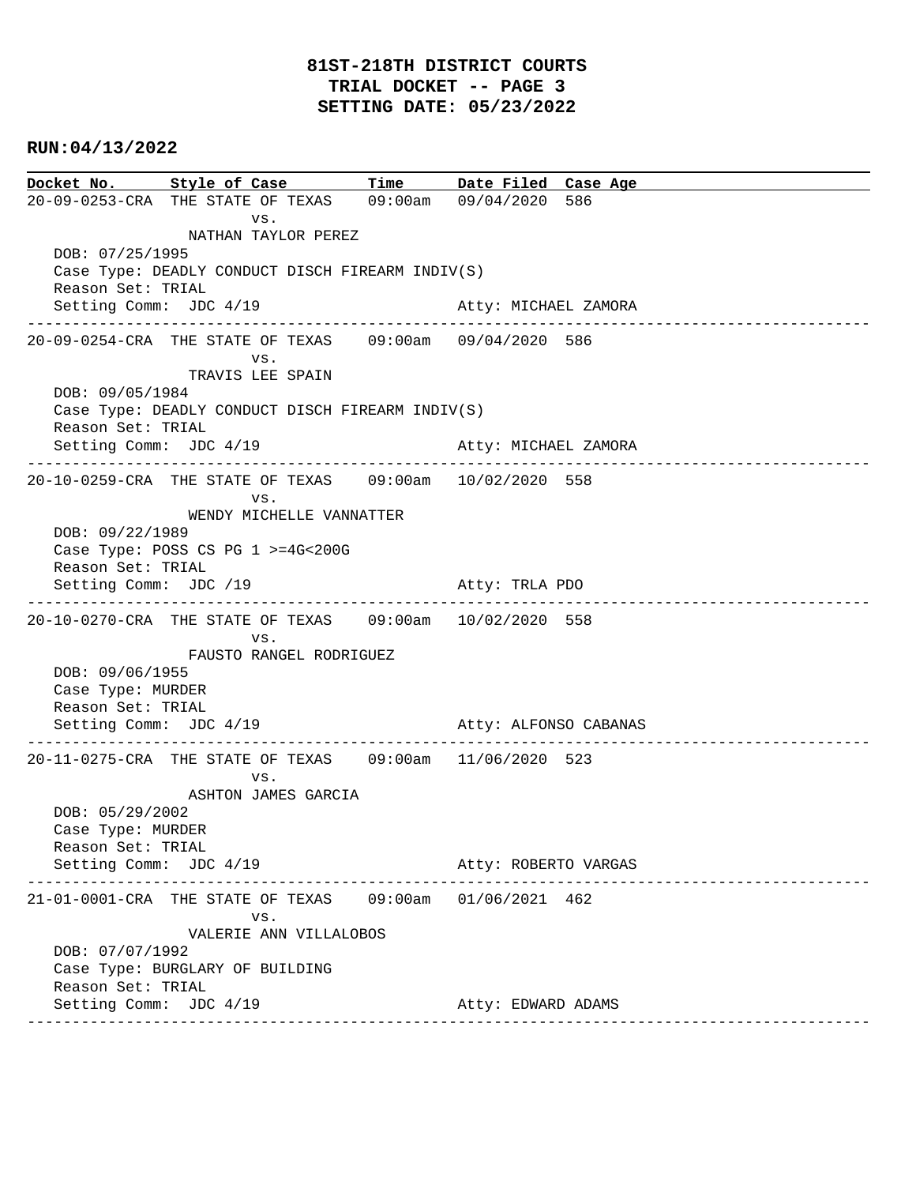# 81ST-218TH DISTRICT COURTS
## TRIAL DOCKET -- PAGE 3
## SETTING DATE: 05/23/2022

**RUN:04/13/2022**

| Docket No. | Style of Case | Time | Date Filed | Case Age |
|---|---|---|---|---|

---

**20-09-0253-CRA** THE STATE OF TEXAS vs. NATHAN TAYLOR PEREZ — 09:00am — 09/04/2020 — 586

DOB: 07/25/1995
Case Type: DEADLY CONDUCT DISCH FIREARM INDIV(S)
Reason Set: TRIAL
Setting Comm: JDC 4/19 — Atty: MICHAEL ZAMORA

---

**20-09-0254-CRA** THE STATE OF TEXAS vs. TRAVIS LEE SPAIN — 09:00am — 09/04/2020 — 586

DOB: 09/05/1984
Case Type: DEADLY CONDUCT DISCH FIREARM INDIV(S)
Reason Set: TRIAL
Setting Comm: JDC 4/19 — Atty: MICHAEL ZAMORA

---

**20-10-0259-CRA** THE STATE OF TEXAS vs. WENDY MICHELLE VANNATTER — 09:00am — 10/02/2020 — 558

DOB: 09/22/1989
Case Type: POSS CS PG 1 >=4G<200G
Reason Set: TRIAL
Setting Comm: JDC /19 — Atty: TRLA PDO

---

**20-10-0270-CRA** THE STATE OF TEXAS vs. FAUSTO RANGEL RODRIGUEZ — 09:00am — 10/02/2020 — 558

DOB: 09/06/1955
Case Type: MURDER
Reason Set: TRIAL
Setting Comm: JDC 4/19 — Atty: ALFONSO CABANAS

---

**20-11-0275-CRA** THE STATE OF TEXAS vs. ASHTON JAMES GARCIA — 09:00am — 11/06/2020 — 523

DOB: 05/29/2002
Case Type: MURDER
Reason Set: TRIAL
Setting Comm: JDC 4/19 — Atty: ROBERTO VARGAS

---

**21-01-0001-CRA** THE STATE OF TEXAS vs. VALERIE ANN VILLALOBOS — 09:00am — 01/06/2021 — 462

DOB: 07/07/1992
Case Type: BURGLARY OF BUILDING
Reason Set: TRIAL
Setting Comm: JDC 4/19 — Atty: EDWARD ADAMS

---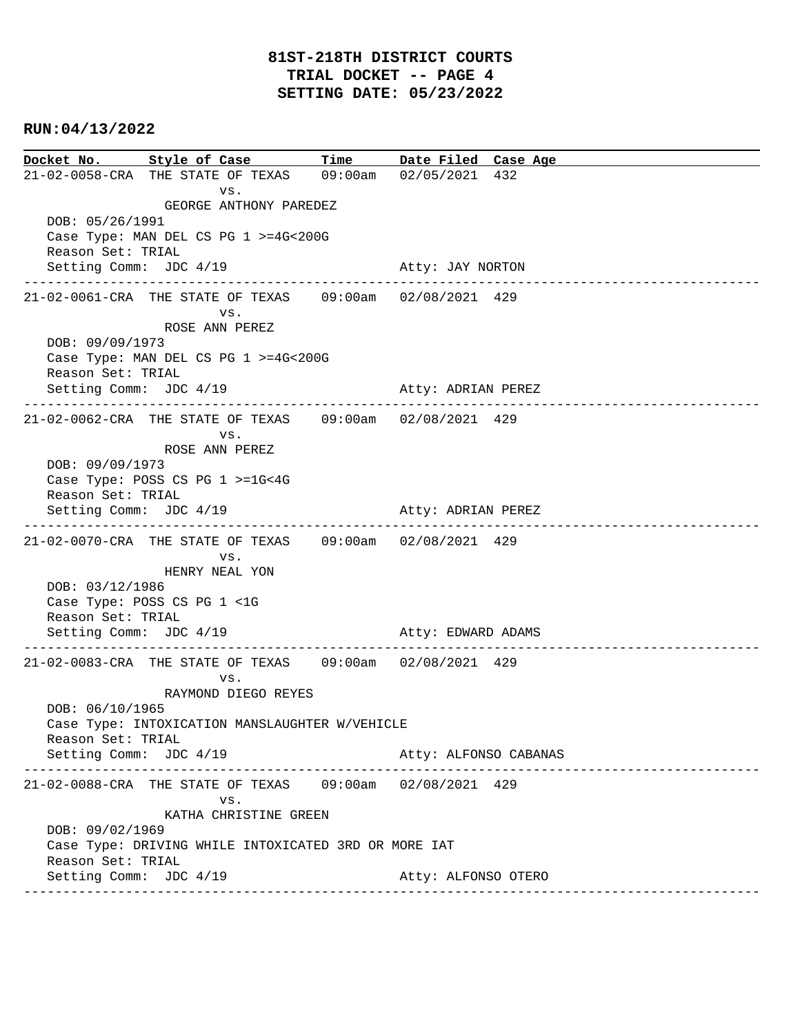# 81ST-218TH DISTRICT COURTS
## TRIAL DOCKET -- PAGE 4
## SETTING DATE: 05/23/2022

**RUN:04/13/2022**

| Docket No. | Style of Case | Time | Date Filed | Case Age |
|---|---|---|---|---|

---

**21-02-0058-CRA** THE STATE OF TEXAS vs. GEORGE ANTHONY PAREDEZ — 09:00am — 02/05/2021 — 432

DOB: 05/26/1991
Case Type: MAN DEL CS PG 1 >=4G<200G
Reason Set: TRIAL
Setting Comm: JDC 4/19 — Atty: JAY NORTON

---

**21-02-0061-CRA** THE STATE OF TEXAS vs. ROSE ANN PEREZ — 09:00am — 02/08/2021 — 429

DOB: 09/09/1973
Case Type: MAN DEL CS PG 1 >=4G<200G
Reason Set: TRIAL
Setting Comm: JDC 4/19 — Atty: ADRIAN PEREZ

---

**21-02-0062-CRA** THE STATE OF TEXAS vs. ROSE ANN PEREZ — 09:00am — 02/08/2021 — 429

DOB: 09/09/1973
Case Type: POSS CS PG 1 >=1G<4G
Reason Set: TRIAL
Setting Comm: JDC 4/19 — Atty: ADRIAN PEREZ

---

**21-02-0070-CRA** THE STATE OF TEXAS vs. HENRY NEAL YON — 09:00am — 02/08/2021 — 429

DOB: 03/12/1986
Case Type: POSS CS PG 1 <1G
Reason Set: TRIAL
Setting Comm: JDC 4/19 — Atty: EDWARD ADAMS

---

**21-02-0083-CRA** THE STATE OF TEXAS vs. RAYMOND DIEGO REYES — 09:00am — 02/08/2021 — 429

DOB: 06/10/1965
Case Type: INTOXICATION MANSLAUGHTER W/VEHICLE
Reason Set: TRIAL
Setting Comm: JDC 4/19 — Atty: ALFONSO CABANAS

---

**21-02-0088-CRA** THE STATE OF TEXAS vs. KATHA CHRISTINE GREEN — 09:00am — 02/08/2021 — 429

DOB: 09/02/1969
Case Type: DRIVING WHILE INTOXICATED 3RD OR MORE IAT
Reason Set: TRIAL
Setting Comm: JDC 4/19 — Atty: ALFONSO OTERO

---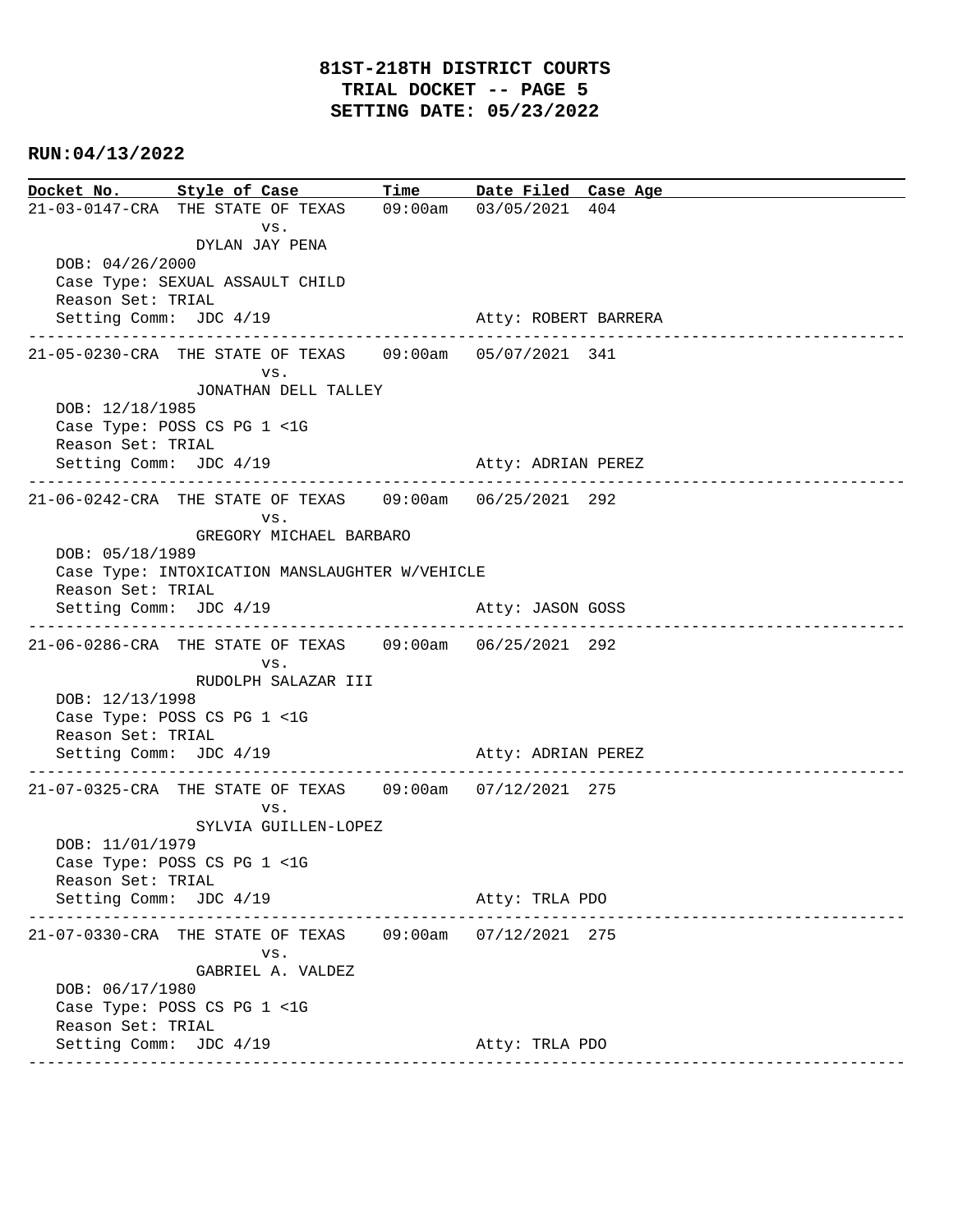**81ST-218TH DISTRICT COURTS**
**TRIAL DOCKET -- PAGE 5**
**SETTING DATE: 05/23/2022**

**RUN:04/13/2022**

| Docket No. | Style of Case | Time | Date Filed | Case Age |
|---|---|---|---|---|
| 21-03-0147-CRA | THE STATE OF TEXAS vs. DYLAN JAY PENA | 09:00am | 03/05/2021 | 404 |

DOB: 04/26/2000
Case Type: SEXUAL ASSAULT CHILD
Reason Set: TRIAL
Setting Comm: JDC 4/19 — Atty: ROBERT BARRERA

---

| Docket No. | Style of Case | Time | Date Filed | Case Age |
|---|---|---|---|---|
| 21-05-0230-CRA | THE STATE OF TEXAS vs. JONATHAN DELL TALLEY | 09:00am | 05/07/2021 | 341 |

DOB: 12/18/1985
Case Type: POSS CS PG 1 <1G
Reason Set: TRIAL
Setting Comm: JDC 4/19 — Atty: ADRIAN PEREZ

---

| Docket No. | Style of Case | Time | Date Filed | Case Age |
|---|---|---|---|---|
| 21-06-0242-CRA | THE STATE OF TEXAS vs. GREGORY MICHAEL BARBARO | 09:00am | 06/25/2021 | 292 |

DOB: 05/18/1989
Case Type: INTOXICATION MANSLAUGHTER W/VEHICLE
Reason Set: TRIAL
Setting Comm: JDC 4/19 — Atty: JASON GOSS

---

| Docket No. | Style of Case | Time | Date Filed | Case Age |
|---|---|---|---|---|
| 21-06-0286-CRA | THE STATE OF TEXAS vs. RUDOLPH SALAZAR III | 09:00am | 06/25/2021 | 292 |

DOB: 12/13/1998
Case Type: POSS CS PG 1 <1G
Reason Set: TRIAL
Setting Comm: JDC 4/19 — Atty: ADRIAN PEREZ

---

| Docket No. | Style of Case | Time | Date Filed | Case Age |
|---|---|---|---|---|
| 21-07-0325-CRA | THE STATE OF TEXAS vs. SYLVIA GUILLEN-LOPEZ | 09:00am | 07/12/2021 | 275 |

DOB: 11/01/1979
Case Type: POSS CS PG 1 <1G
Reason Set: TRIAL
Setting Comm: JDC 4/19 — Atty: TRLA PDO

---

| Docket No. | Style of Case | Time | Date Filed | Case Age |
|---|---|---|---|---|
| 21-07-0330-CRA | THE STATE OF TEXAS vs. GABRIEL A. VALDEZ | 09:00am | 07/12/2021 | 275 |

DOB: 06/17/1980
Case Type: POSS CS PG 1 <1G
Reason Set: TRIAL
Setting Comm: JDC 4/19 — Atty: TRLA PDO

---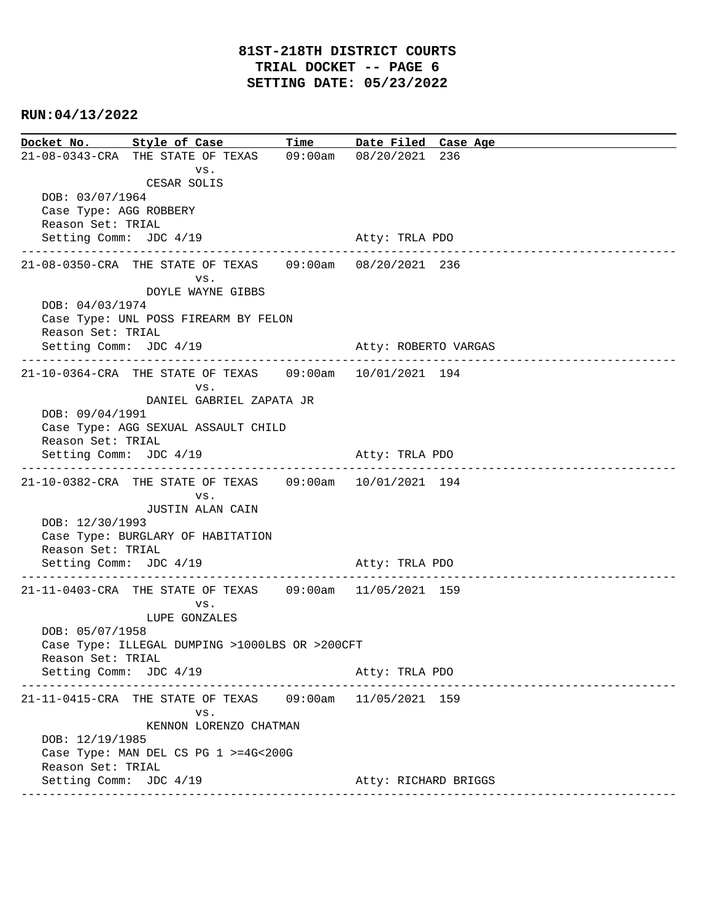# 81ST-218TH DISTRICT COURTS
## TRIAL DOCKET -- PAGE 6
## SETTING DATE: 05/23/2022

**RUN:04/13/2022**

| Docket No. | Style of Case | Time | Date Filed | Case Age |
|---|---|---|---|---|

---

**21-08-0343-CRA** THE STATE OF TEXAS vs. CESAR SOLIS — 09:00am — 08/20/2021 — 236

DOB: 03/07/1964
Case Type: AGG ROBBERY
Reason Set: TRIAL
Setting Comm: JDC 4/19 — Atty: TRLA PDO

---

**21-08-0350-CRA** THE STATE OF TEXAS vs. DOYLE WAYNE GIBBS — 09:00am — 08/20/2021 — 236

DOB: 04/03/1974
Case Type: UNL POSS FIREARM BY FELON
Reason Set: TRIAL
Setting Comm: JDC 4/19 — Atty: ROBERTO VARGAS

---

**21-10-0364-CRA** THE STATE OF TEXAS vs. DANIEL GABRIEL ZAPATA JR — 09:00am — 10/01/2021 — 194

DOB: 09/04/1991
Case Type: AGG SEXUAL ASSAULT CHILD
Reason Set: TRIAL
Setting Comm: JDC 4/19 — Atty: TRLA PDO

---

**21-10-0382-CRA** THE STATE OF TEXAS vs. JUSTIN ALAN CAIN — 09:00am — 10/01/2021 — 194

DOB: 12/30/1993
Case Type: BURGLARY OF HABITATION
Reason Set: TRIAL
Setting Comm: JDC 4/19 — Atty: TRLA PDO

---

**21-11-0403-CRA** THE STATE OF TEXAS vs. LUPE GONZALES — 09:00am — 11/05/2021 — 159

DOB: 05/07/1958
Case Type: ILLEGAL DUMPING >1000LBS OR >200CFT
Reason Set: TRIAL
Setting Comm: JDC 4/19 — Atty: TRLA PDO

---

**21-11-0415-CRA** THE STATE OF TEXAS vs. KENNON LORENZO CHATMAN — 09:00am — 11/05/2021 — 159

DOB: 12/19/1985
Case Type: MAN DEL CS PG 1 >=4G<200G
Reason Set: TRIAL
Setting Comm: JDC 4/19 — Atty: RICHARD BRIGGS

---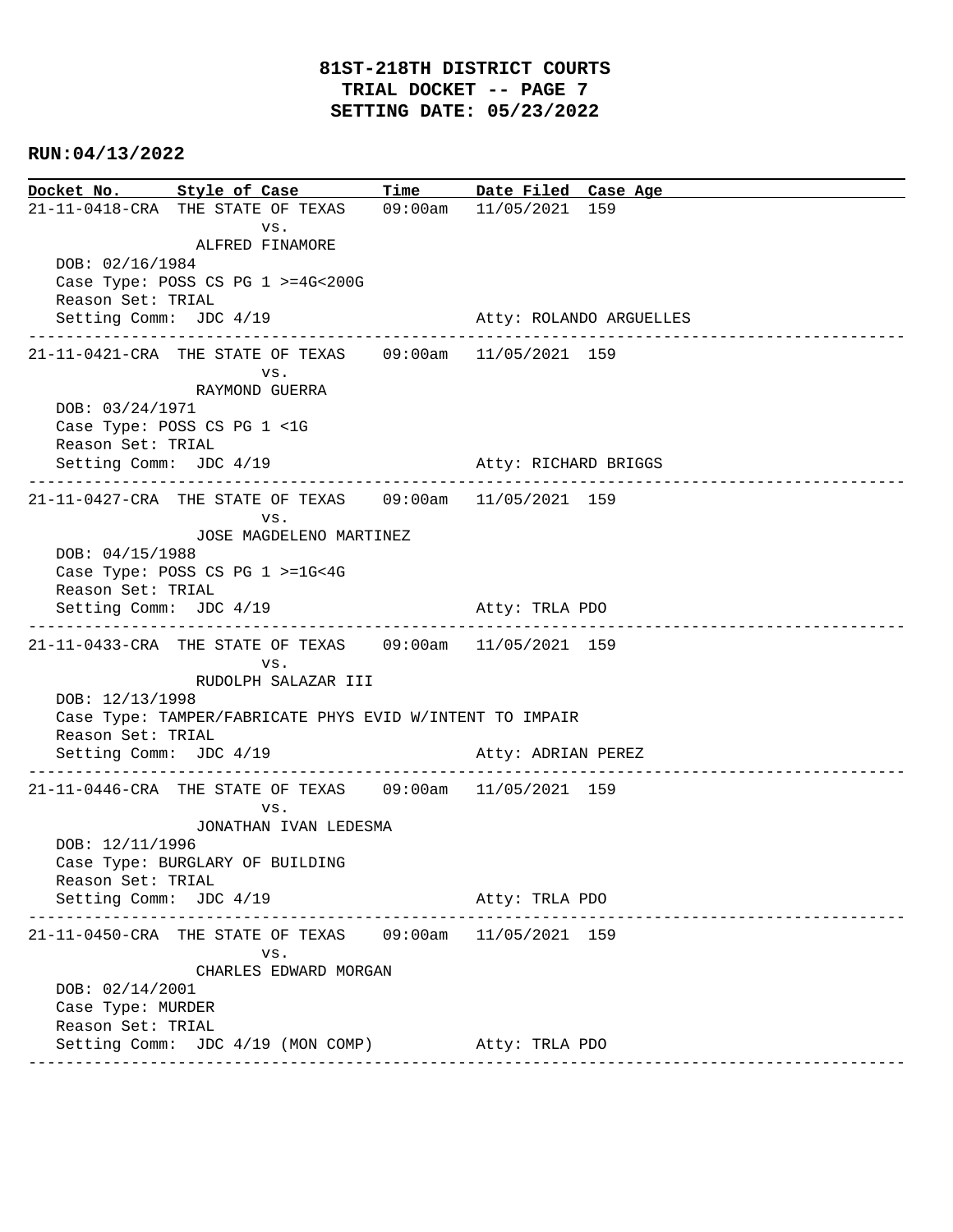# 81ST-218TH DISTRICT COURTS
## TRIAL DOCKET -- PAGE 7
## SETTING DATE: 05/23/2022

**RUN:04/13/2022**

| Docket No. | Style of Case | Time | Date Filed | Case Age |
|---|---|---|---|---|
| 21-11-0418-CRA | THE STATE OF TEXAS vs. ALFRED FINAMORE | 09:00am | 11/05/2021 | 159 |

DOB: 02/16/1984
Case Type: POSS CS PG 1 >=4G<200G
Reason Set: TRIAL
Setting Comm: JDC 4/19 — Atty: ROLANDO ARGUELLES

---

| Docket No. | Style of Case | Time | Date Filed | Case Age |
|---|---|---|---|---|
| 21-11-0421-CRA | THE STATE OF TEXAS vs. RAYMOND GUERRA | 09:00am | 11/05/2021 | 159 |

DOB: 03/24/1971
Case Type: POSS CS PG 1 <1G
Reason Set: TRIAL
Setting Comm: JDC 4/19 — Atty: RICHARD BRIGGS

---

| Docket No. | Style of Case | Time | Date Filed | Case Age |
|---|---|---|---|---|
| 21-11-0427-CRA | THE STATE OF TEXAS vs. JOSE MAGDELENO MARTINEZ | 09:00am | 11/05/2021 | 159 |

DOB: 04/15/1988
Case Type: POSS CS PG 1 >=1G<4G
Reason Set: TRIAL
Setting Comm: JDC 4/19 — Atty: TRLA PDO

---

| Docket No. | Style of Case | Time | Date Filed | Case Age |
|---|---|---|---|---|
| 21-11-0433-CRA | THE STATE OF TEXAS vs. RUDOLPH SALAZAR III | 09:00am | 11/05/2021 | 159 |

DOB: 12/13/1998
Case Type: TAMPER/FABRICATE PHYS EVID W/INTENT TO IMPAIR
Reason Set: TRIAL
Setting Comm: JDC 4/19 — Atty: ADRIAN PEREZ

---

| Docket No. | Style of Case | Time | Date Filed | Case Age |
|---|---|---|---|---|
| 21-11-0446-CRA | THE STATE OF TEXAS vs. JONATHAN IVAN LEDESMA | 09:00am | 11/05/2021 | 159 |

DOB: 12/11/1996
Case Type: BURGLARY OF BUILDING
Reason Set: TRIAL
Setting Comm: JDC 4/19 — Atty: TRLA PDO

---

| Docket No. | Style of Case | Time | Date Filed | Case Age |
|---|---|---|---|---|
| 21-11-0450-CRA | THE STATE OF TEXAS vs. CHARLES EDWARD MORGAN | 09:00am | 11/05/2021 | 159 |

DOB: 02/14/2001
Case Type: MURDER
Reason Set: TRIAL
Setting Comm: JDC 4/19 (MON COMP) — Atty: TRLA PDO

---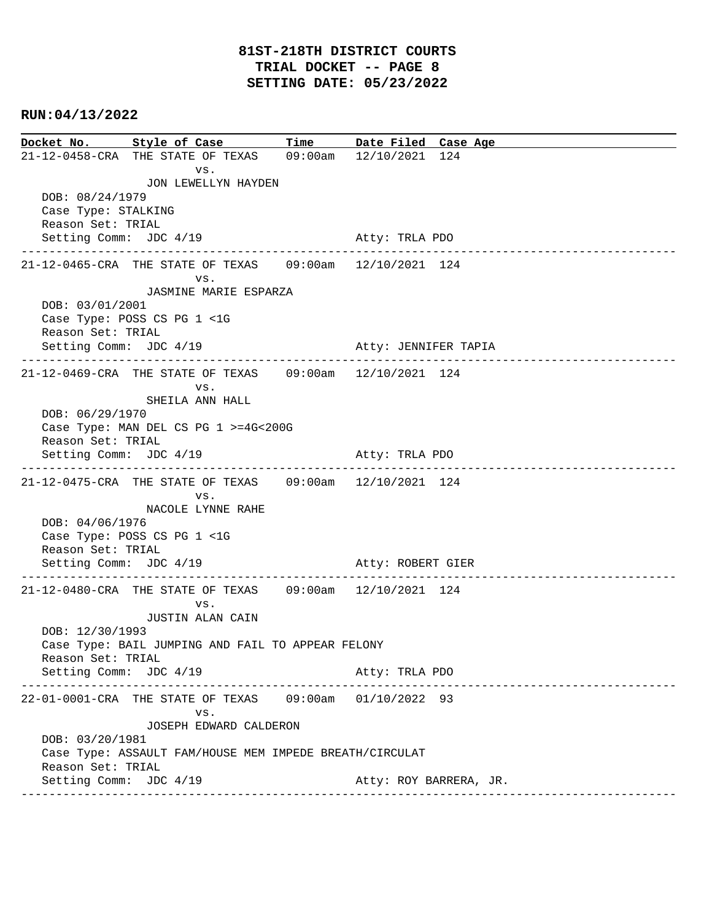# 81ST-218TH DISTRICT COURTS
# TRIAL DOCKET -- PAGE 8
# SETTING DATE: 05/23/2022

**RUN:04/13/2022**

| Docket No. | Style of Case | Time | Date Filed | Case Age |
|---|---|---|---|---|

---

21-12-0458-CRA THE STATE OF TEXAS 09:00am 12/10/2021 124
vs.
JON LEWELLYN HAYDEN
DOB: 08/24/1979
Case Type: STALKING
Reason Set: TRIAL
Setting Comm: JDC 4/19 Atty: TRLA PDO

---

21-12-0465-CRA THE STATE OF TEXAS 09:00am 12/10/2021 124
vs.
JASMINE MARIE ESPARZA
DOB: 03/01/2001
Case Type: POSS CS PG 1 <1G
Reason Set: TRIAL
Setting Comm: JDC 4/19 Atty: JENNIFER TAPIA

---

21-12-0469-CRA THE STATE OF TEXAS 09:00am 12/10/2021 124
vs.
SHEILA ANN HALL
DOB: 06/29/1970
Case Type: MAN DEL CS PG 1 >=4G<200G
Reason Set: TRIAL
Setting Comm: JDC 4/19 Atty: TRLA PDO

---

21-12-0475-CRA THE STATE OF TEXAS 09:00am 12/10/2021 124
vs.
NACOLE LYNNE RAHE
DOB: 04/06/1976
Case Type: POSS CS PG 1 <1G
Reason Set: TRIAL
Setting Comm: JDC 4/19 Atty: ROBERT GIER

---

21-12-0480-CRA THE STATE OF TEXAS 09:00am 12/10/2021 124
vs.
JUSTIN ALAN CAIN
DOB: 12/30/1993
Case Type: BAIL JUMPING AND FAIL TO APPEAR FELONY
Reason Set: TRIAL
Setting Comm: JDC 4/19 Atty: TRLA PDO

---

22-01-0001-CRA THE STATE OF TEXAS 09:00am 01/10/2022 93
vs.
JOSEPH EDWARD CALDERON
DOB: 03/20/1981
Case Type: ASSAULT FAM/HOUSE MEM IMPEDE BREATH/CIRCULAT
Reason Set: TRIAL
Setting Comm: JDC 4/19 Atty: ROY BARRERA, JR.

---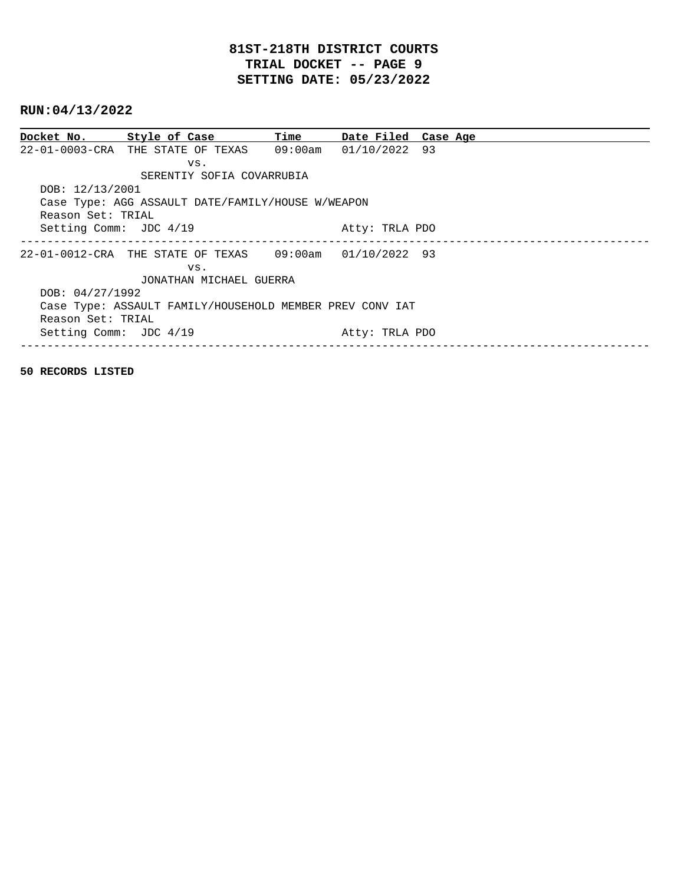**81ST-218TH DISTRICT COURTS**
**TRIAL DOCKET -- PAGE 9**
**SETTING DATE: 05/23/2022**

**RUN:04/13/2022**

| Docket No. | Style of Case | Time | Date Filed | Case Age |
|---|---|---|---|---|
| 22-01-0003-CRA | THE STATE OF TEXAS vs. SERENTIY SOFIA COVARRUBIA | 09:00am | 01/10/2022 | 93 |

DOB: 12/13/2001
Case Type: AGG ASSAULT DATE/FAMILY/HOUSE W/WEAPON
Reason Set: TRIAL
Setting Comm: JDC 4/19 Atty: TRLA PDO

---

| Docket No. | Style of Case | Time | Date Filed | Case Age |
|---|---|---|---|---|
| 22-01-0012-CRA | THE STATE OF TEXAS vs. JONATHAN MICHAEL GUERRA | 09:00am | 01/10/2022 | 93 |

DOB: 04/27/1992
Case Type: ASSAULT FAMILY/HOUSEHOLD MEMBER PREV CONV IAT
Reason Set: TRIAL
Setting Comm: JDC 4/19 Atty: TRLA PDO

---

**50 RECORDS LISTED**